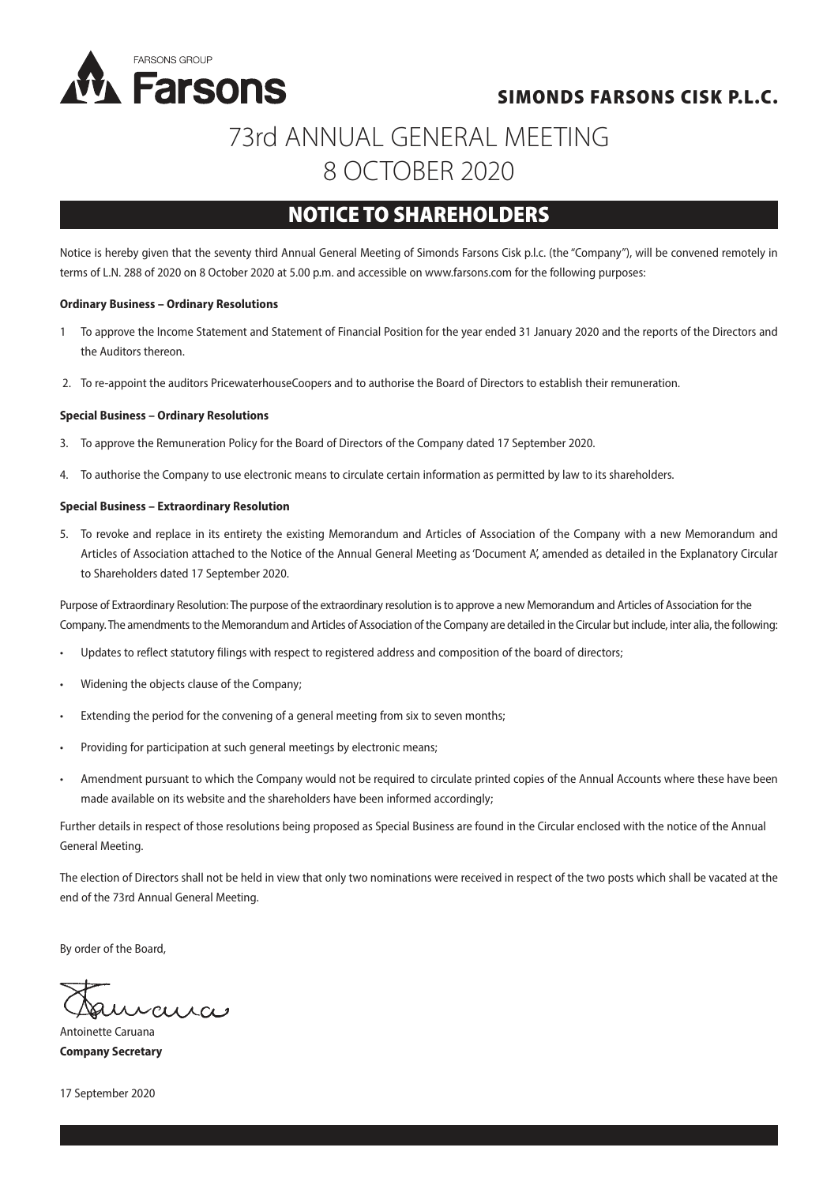FARSONS GROUP
**Farsons**

**SIMONDS FARSONS CISK P.L.C.**

# 73rd ANNUAL GENERAL MEETING
# 8 OCTOBER 2020

## NOTICE TO SHAREHOLDERS

Notice is hereby given that the seventy third Annual General Meeting of Simonds Farsons Cisk p.l.c. (the "Company"), will be convened remotely in terms of L.N. 288 of 2020 on 8 October 2020 at 5.00 p.m. and accessible on www.farsons.com for the following purposes:

**Ordinary Business – Ordinary Resolutions**

1 To approve the Income Statement and Statement of Financial Position for the year ended 31 January 2020 and the reports of the Directors and the Auditors thereon.

2. To re-appoint the auditors PricewaterhouseCoopers and to authorise the Board of Directors to establish their remuneration.

**Special Business – Ordinary Resolutions**

3. To approve the Remuneration Policy for the Board of Directors of the Company dated 17 September 2020.

4. To authorise the Company to use electronic means to circulate certain information as permitted by law to its shareholders.

**Special Business – Extraordinary Resolution**

5. To revoke and replace in its entirety the existing Memorandum and Articles of Association of the Company with a new Memorandum and Articles of Association attached to the Notice of the Annual General Meeting as 'Document A', amended as detailed in the Explanatory Circular to Shareholders dated 17 September 2020.

Purpose of Extraordinary Resolution: The purpose of the extraordinary resolution is to approve a new Memorandum and Articles of Association for the Company. The amendments to the Memorandum and Articles of Association of the Company are detailed in the Circular but include, inter alia, the following:

- Updates to reflect statutory filings with respect to registered address and composition of the board of directors;
- Widening the objects clause of the Company;
- Extending the period for the convening of a general meeting from six to seven months;
- Providing for participation at such general meetings by electronic means;
- Amendment pursuant to which the Company would not be required to circulate printed copies of the Annual Accounts where these have been made available on its website and the shareholders have been informed accordingly;

Further details in respect of those resolutions being proposed as Special Business are found in the Circular enclosed with the notice of the Annual General Meeting.

The election of Directors shall not be held in view that only two nominations were received in respect of the two posts which shall be vacated at the end of the 73rd Annual General Meeting.

By order of the Board,

Antoinette Caruana
**Company Secretary**

17 September 2020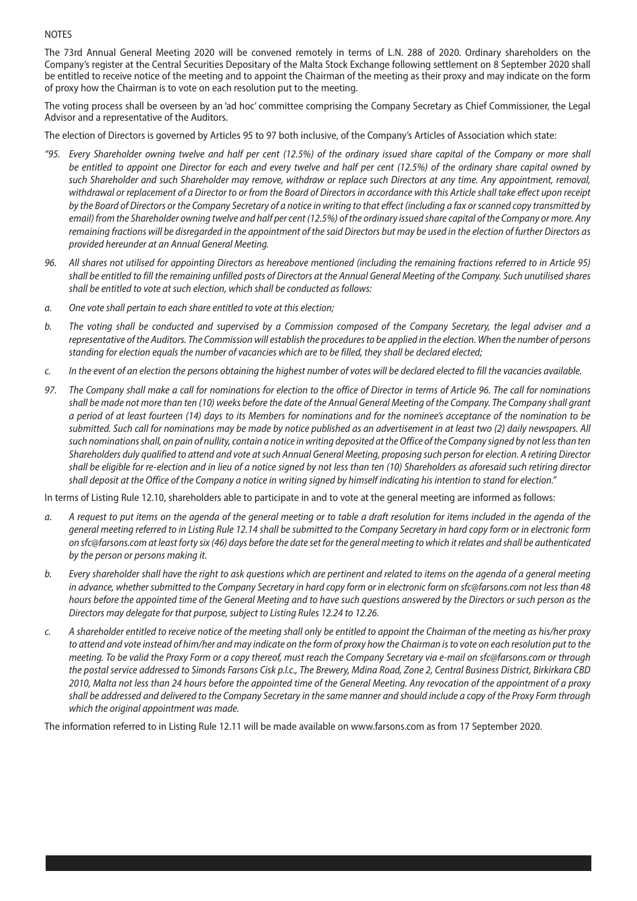NOTES

The 73rd Annual General Meeting 2020 will be convened remotely in terms of L.N. 288 of 2020. Ordinary shareholders on the Company's register at the Central Securities Depositary of the Malta Stock Exchange following settlement on 8 September 2020 shall be entitled to receive notice of the meeting and to appoint the Chairman of the meeting as their proxy and may indicate on the form of proxy how the Chairman is to vote on each resolution put to the meeting.

The voting process shall be overseen by an 'ad hoc' committee comprising the Company Secretary as Chief Commissioner, the Legal Advisor and a representative of the Auditors.

The election of Directors is governed by Articles 95 to 97 both inclusive, of the Company's Articles of Association which state:

*"95. Every Shareholder owning twelve and half per cent (12.5%) of the ordinary issued share capital of the Company or more shall be entitled to appoint one Director for each and every twelve and half per cent (12.5%) of the ordinary share capital owned by such Shareholder and such Shareholder may remove, withdraw or replace such Directors at any time. Any appointment, removal, withdrawal or replacement of a Director to or from the Board of Directors in accordance with this Article shall take effect upon receipt by the Board of Directors or the Company Secretary of a notice in writing to that effect (including a fax or scanned copy transmitted by email) from the Shareholder owning twelve and half per cent (12.5%) of the ordinary issued share capital of the Company or more. Any remaining fractions will be disregarded in the appointment of the said Directors but may be used in the election of further Directors as provided hereunder at an Annual General Meeting.*

*96. All shares not utilised for appointing Directors as hereabove mentioned (including the remaining fractions referred to in Article 95) shall be entitled to fill the remaining unfilled posts of Directors at the Annual General Meeting of the Company. Such unutilised shares shall be entitled to vote at such election, which shall be conducted as follows:*

*a. One vote shall pertain to each share entitled to vote at this election;*

*b. The voting shall be conducted and supervised by a Commission composed of the Company Secretary, the legal adviser and a representative of the Auditors. The Commission will establish the procedures to be applied in the election. When the number of persons standing for election equals the number of vacancies which are to be filled, they shall be declared elected;*

*c. In the event of an election the persons obtaining the highest number of votes will be declared elected to fill the vacancies available.*

*97. The Company shall make a call for nominations for election to the office of Director in terms of Article 96. The call for nominations shall be made not more than ten (10) weeks before the date of the Annual General Meeting of the Company. The Company shall grant a period of at least fourteen (14) days to its Members for nominations and for the nominee's acceptance of the nomination to be submitted. Such call for nominations may be made by notice published as an advertisement in at least two (2) daily newspapers. All such nominations shall, on pain of nullity, contain a notice in writing deposited at the Office of the Company signed by not less than ten Shareholders duly qualified to attend and vote at such Annual General Meeting, proposing such person for election. A retiring Director shall be eligible for re-election and in lieu of a notice signed by not less than ten (10) Shareholders as aforesaid such retiring director shall deposit at the Office of the Company a notice in writing signed by himself indicating his intention to stand for election."*

In terms of Listing Rule 12.10, shareholders able to participate in and to vote at the general meeting are informed as follows:

*a. A request to put items on the agenda of the general meeting or to table a draft resolution for items included in the agenda of the general meeting referred to in Listing Rule 12.14 shall be submitted to the Company Secretary in hard copy form or in electronic form on sfc@farsons.com at least forty six (46) days before the date set for the general meeting to which it relates and shall be authenticated by the person or persons making it.*

*b. Every shareholder shall have the right to ask questions which are pertinent and related to items on the agenda of a general meeting in advance, whether submitted to the Company Secretary in hard copy form or in electronic form on sfc@farsons.com not less than 48 hours before the appointed time of the General Meeting and to have such questions answered by the Directors or such person as the Directors may delegate for that purpose, subject to Listing Rules 12.24 to 12.26.*

*c. A shareholder entitled to receive notice of the meeting shall only be entitled to appoint the Chairman of the meeting as his/her proxy to attend and vote instead of him/her and may indicate on the form of proxy how the Chairman is to vote on each resolution put to the meeting. To be valid the Proxy Form or a copy thereof, must reach the Company Secretary via e-mail on sfc@farsons.com or through the postal service addressed to Simonds Farsons Cisk p.l.c., The Brewery, Mdina Road, Zone 2, Central Business District, Birkirkara CBD 2010, Malta not less than 24 hours before the appointed time of the General Meeting. Any revocation of the appointment of a proxy shall be addressed and delivered to the Company Secretary in the same manner and should include a copy of the Proxy Form through which the original appointment was made.*

The information referred to in Listing Rule 12.11 will be made available on www.farsons.com as from 17 September 2020.